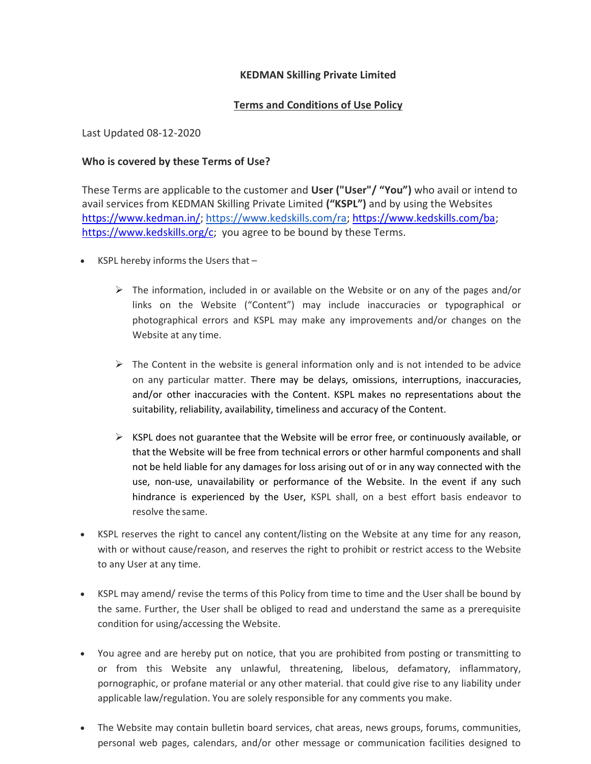**KEDMAN Skilling Private Limited**

**Terms and Conditions of Use Policy**

Last Updated 08-12-2020

**Who is covered by these Terms of Use?**

These Terms are applicable to the customer and **User ("User"/ "You")** who avail or intend to avail services from KEDMAN Skilling Private Limited **("KSPL")** and by using the Websites https://www.kedman.in/; https://www.kedskills.com/ra; https://www.kedskills.com/ba; https://www.kedskills.org/c; you agree to be bound by these Terms.

- KSPL hereby informs the Users that –
  - The information, included in or available on the Website or on any of the pages and/or links on the Website ("Content") may include inaccuracies or typographical or photographical errors and KSPL may make any improvements and/or changes on the Website at any time.
  - The Content in the website is general information only and is not intended to be advice on any particular matter. There may be delays, omissions, interruptions, inaccuracies, and/or other inaccuracies with the Content. KSPL makes no representations about the suitability, reliability, availability, timeliness and accuracy of the Content.
  - KSPL does not guarantee that the Website will be error free, or continuously available, or that the Website will be free from technical errors or other harmful components and shall not be held liable for any damages for loss arising out of or in any way connected with the use, non-use, unavailability or performance of the Website. In the event if any such hindrance is experienced by the User, KSPL shall, on a best effort basis endeavor to resolve the same.
- KSPL reserves the right to cancel any content/listing on the Website at any time for any reason, with or without cause/reason, and reserves the right to prohibit or restrict access to the Website to any User at any time.
- KSPL may amend/ revise the terms of this Policy from time to time and the User shall be bound by the same. Further, the User shall be obliged to read and understand the same as a prerequisite condition for using/accessing the Website.
- You agree and are hereby put on notice, that you are prohibited from posting or transmitting to or from this Website any unlawful, threatening, libelous, defamatory, inflammatory, pornographic, or profane material or any other material. that could give rise to any liability under applicable law/regulation. You are solely responsible for any comments you make.
- The Website may contain bulletin board services, chat areas, news groups, forums, communities, personal web pages, calendars, and/or other message or communication facilities designed to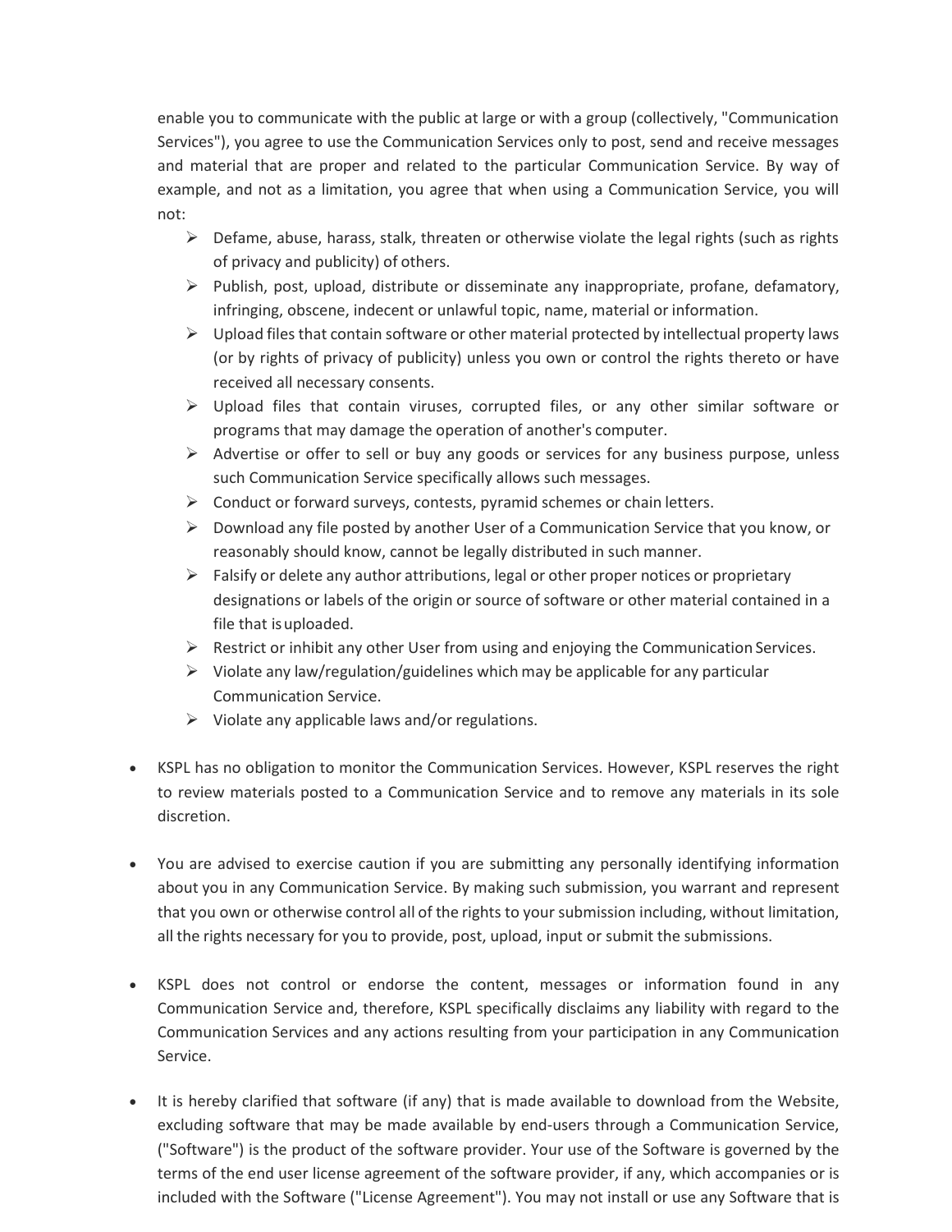enable you to communicate with the public at large or with a group (collectively, "Communication Services"), you agree to use the Communication Services only to post, send and receive messages and material that are proper and related to the particular Communication Service. By way of example, and not as a limitation, you agree that when using a Communication Service, you will not:

- Defame, abuse, harass, stalk, threaten or otherwise violate the legal rights (such as rights of privacy and publicity) of others.
- Publish, post, upload, distribute or disseminate any inappropriate, profane, defamatory, infringing, obscene, indecent or unlawful topic, name, material or information.
- Upload files that contain software or other material protected by intellectual property laws (or by rights of privacy of publicity) unless you own or control the rights thereto or have received all necessary consents.
- Upload files that contain viruses, corrupted files, or any other similar software or programs that may damage the operation of another's computer.
- Advertise or offer to sell or buy any goods or services for any business purpose, unless such Communication Service specifically allows such messages.
- Conduct or forward surveys, contests, pyramid schemes or chain letters.
- Download any file posted by another User of a Communication Service that you know, or reasonably should know, cannot be legally distributed in such manner.
- Falsify or delete any author attributions, legal or other proper notices or proprietary designations or labels of the origin or source of software or other material contained in a file that is uploaded.
- Restrict or inhibit any other User from using and enjoying the Communication Services.
- Violate any law/regulation/guidelines which may be applicable for any particular Communication Service.
- Violate any applicable laws and/or regulations.

- KSPL has no obligation to monitor the Communication Services. However, KSPL reserves the right to review materials posted to a Communication Service and to remove any materials in its sole discretion.

- You are advised to exercise caution if you are submitting any personally identifying information about you in any Communication Service. By making such submission, you warrant and represent that you own or otherwise control all of the rights to your submission including, without limitation, all the rights necessary for you to provide, post, upload, input or submit the submissions.

- KSPL does not control or endorse the content, messages or information found in any Communication Service and, therefore, KSPL specifically disclaims any liability with regard to the Communication Services and any actions resulting from your participation in any Communication Service.

- It is hereby clarified that software (if any) that is made available to download from the Website, excluding software that may be made available by end-users through a Communication Service, ("Software") is the product of the software provider. Your use of the Software is governed by the terms of the end user license agreement of the software provider, if any, which accompanies or is included with the Software ("License Agreement"). You may not install or use any Software that is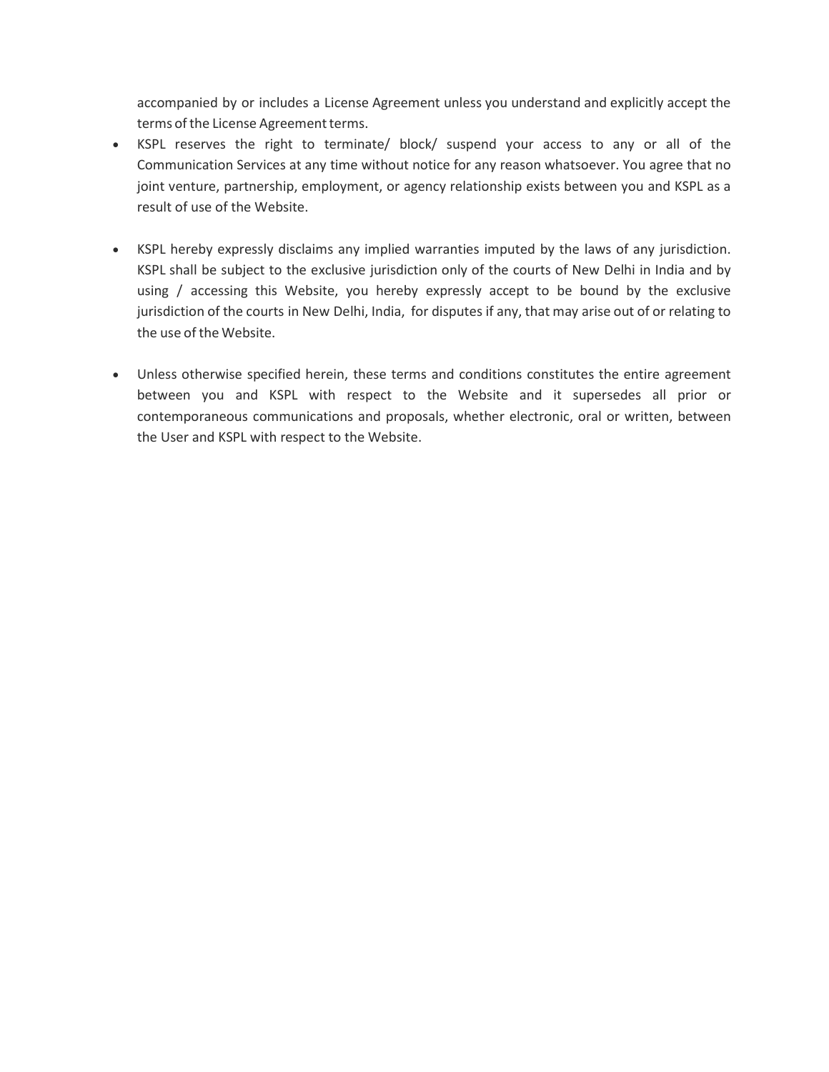accompanied by or includes a License Agreement unless you understand and explicitly accept the terms of the License Agreement terms.

- KSPL reserves the right to terminate/ block/ suspend your access to any or all of the Communication Services at any time without notice for any reason whatsoever. You agree that no joint venture, partnership, employment, or agency relationship exists between you and KSPL as a result of use of the Website.

- KSPL hereby expressly disclaims any implied warranties imputed by the laws of any jurisdiction. KSPL shall be subject to the exclusive jurisdiction only of the courts of New Delhi in India and by using / accessing this Website, you hereby expressly accept to be bound by the exclusive jurisdiction of the courts in New Delhi, India, for disputes if any, that may arise out of or relating to the use of the Website.

- Unless otherwise specified herein, these terms and conditions constitutes the entire agreement between you and KSPL with respect to the Website and it supersedes all prior or contemporaneous communications and proposals, whether electronic, oral or written, between the User and KSPL with respect to the Website.